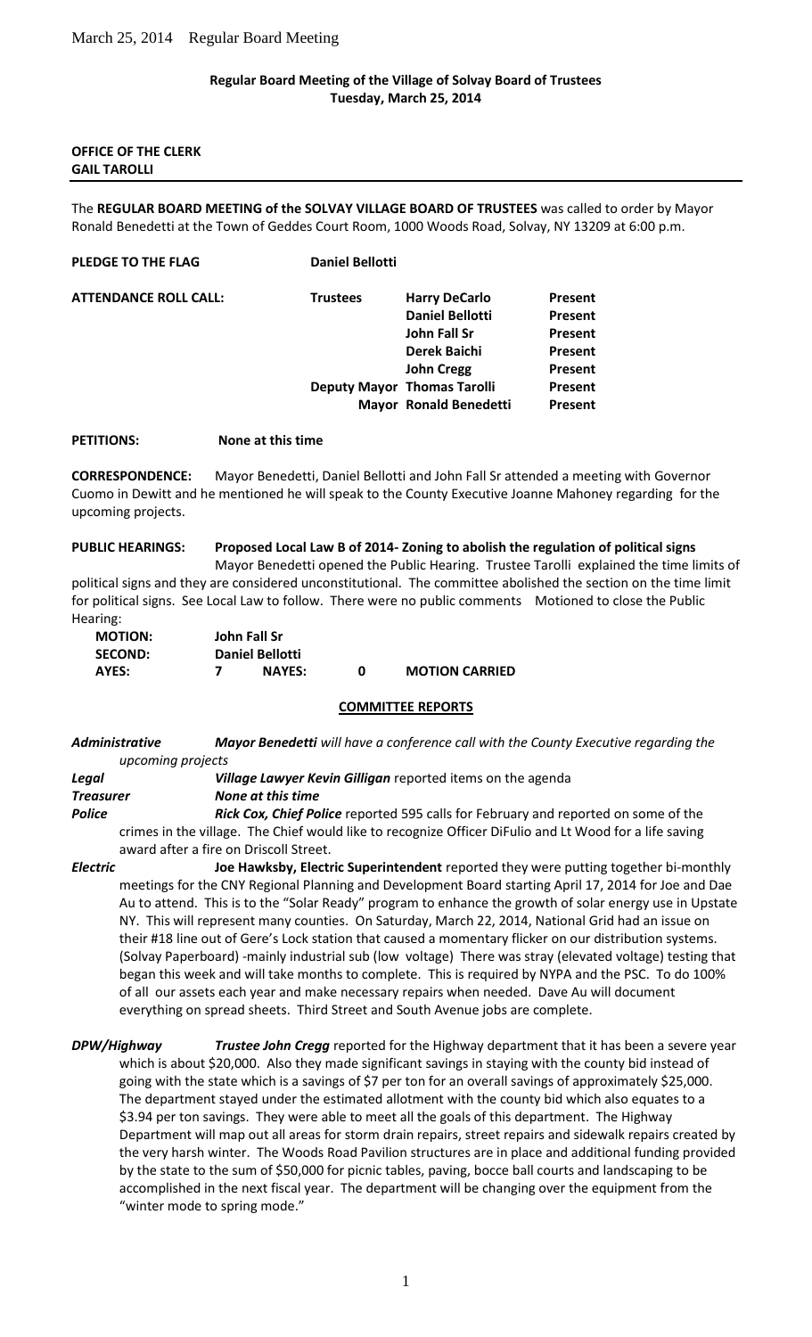March 25, 2014 Regular Board Meeting

**Regular Board Meeting of the Village of Solvay Board of Trustees**
**Tuesday, March 25, 2014**

**OFFICE OF THE CLERK**
**GAIL TAROLLI**

---

The **REGULAR BOARD MEETING of the SOLVAY VILLAGE BOARD OF TRUSTEES** was called to order by Mayor Ronald Benedetti at the Town of Geddes Court Room, 1000 Woods Road, Solvay, NY 13209 at 6:00 p.m.

**PLEDGE TO THE FLAG** **Daniel Bellotti**

| **ATTENDANCE ROLL CALL:** | **Trustees** | **Harry DeCarlo** | **Present** |
|---|---|---|---|
| | | **Daniel Bellotti** | **Present** |
| | | **John Fall Sr** | **Present** |
| | | **Derek Baichi** | **Present** |
| | | **John Cregg** | **Present** |
| | **Deputy Mayor** | **Thomas Tarolli** | **Present** |
| | **Mayor** | **Ronald Benedetti** | **Present** |

**PETITIONS:** **None at this time**

**CORRESPONDENCE:** Mayor Benedetti, Daniel Bellotti and John Fall Sr attended a meeting with Governor Cuomo in Dewitt and he mentioned he will speak to the County Executive Joanne Mahoney regarding for the upcoming projects.

**PUBLIC HEARINGS:** **Proposed Local Law B of 2014- Zoning to abolish the regulation of political signs**
Mayor Benedetti opened the Public Hearing. Trustee Tarolli explained the time limits of political signs and they are considered unconstitutional. The committee abolished the section on the time limit for political signs. See Local Law to follow. There were no public comments Motioned to close the Public Hearing:

| **MOTION:** | **John Fall Sr** | | | |
|---|---|---|---|---|
| **SECOND:** | **Daniel Bellotti** | | | |
| **AYES:** | **7** | **NAYES:** | **0** | **MOTION CARRIED** |

## COMMITTEE REPORTS

***Administrative*** ***Mayor Benedetti** will have a conference call with the County Executive regarding the upcoming projects*

***Legal*** ***Village Lawyer Kevin Gilligan*** reported items on the agenda

***Treasurer*** ***None at this time***

***Police*** ***Rick Cox, Chief Police*** reported 595 calls for February and reported on some of the crimes in the village. The Chief would like to recognize Officer DiFulio and Lt Wood for a life saving award after a fire on Driscoll Street.

***Electric*** **Joe Hawksby, Electric Superintendent** reported they were putting together bi-monthly meetings for the CNY Regional Planning and Development Board starting April 17, 2014 for Joe and Dae Au to attend. This is to the "Solar Ready" program to enhance the growth of solar energy use in Upstate NY. This will represent many counties. On Saturday, March 22, 2014, National Grid had an issue on their #18 line out of Gere's Lock station that caused a momentary flicker on our distribution systems. (Solvay Paperboard) -mainly industrial sub (low voltage) There was stray (elevated voltage) testing that began this week and will take months to complete. This is required by NYPA and the PSC. To do 100% of all our assets each year and make necessary repairs when needed. Dave Au will document everything on spread sheets. Third Street and South Avenue jobs are complete.

***DPW/Highway*** ***Trustee John Cregg*** reported for the Highway department that it has been a severe year which is about $20,000. Also they made significant savings in staying with the county bid instead of going with the state which is a savings of $7 per ton for an overall savings of approximately $25,000. The department stayed under the estimated allotment with the county bid which also equates to a $3.94 per ton savings. They were able to meet all the goals of this department. The Highway Department will map out all areas for storm drain repairs, street repairs and sidewalk repairs created by the very harsh winter. The Woods Road Pavilion structures are in place and additional funding provided by the state to the sum of $50,000 for picnic tables, paving, bocce ball courts and landscaping to be accomplished in the next fiscal year. The department will be changing over the equipment from the "winter mode to spring mode."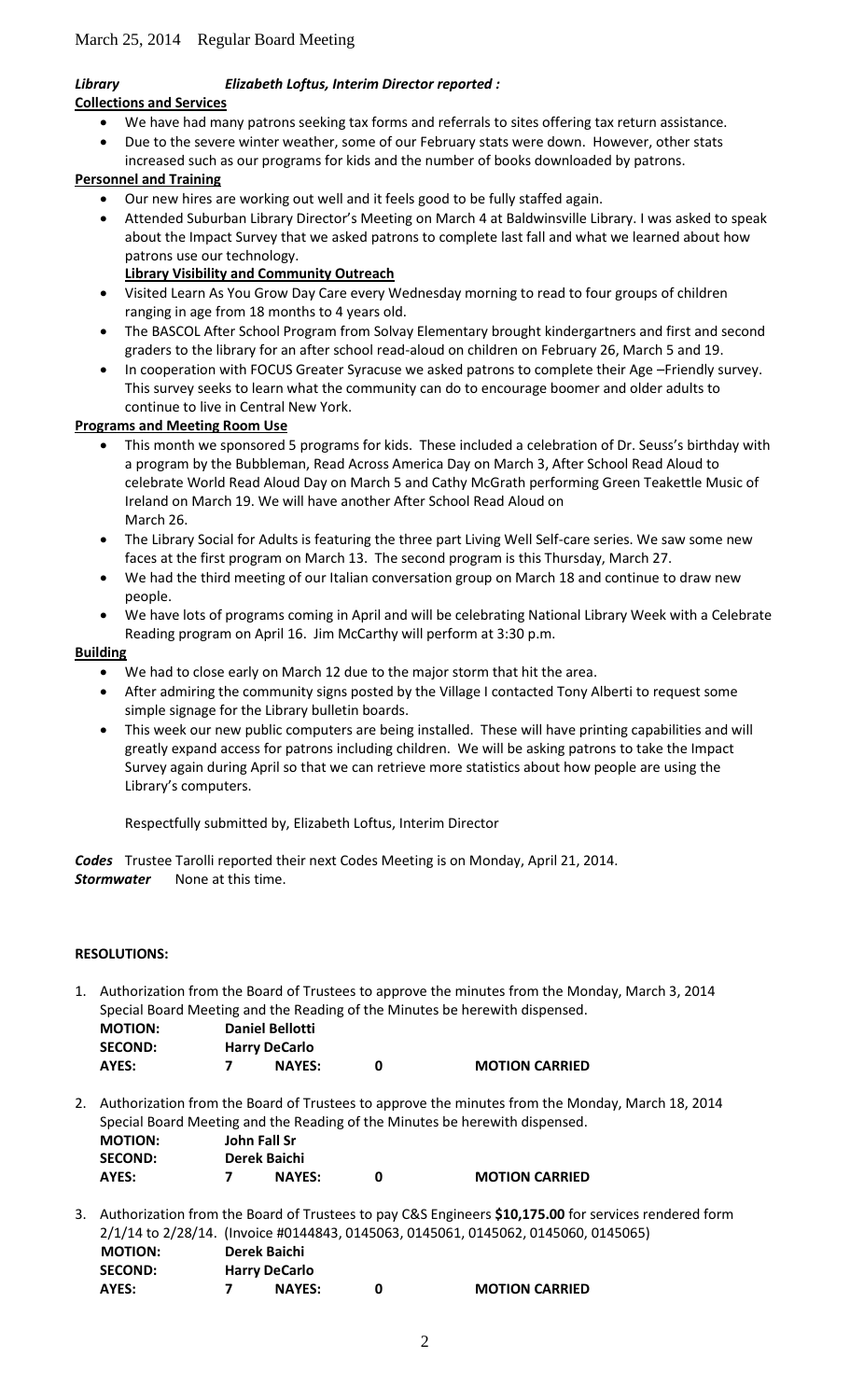***Library*** ***Elizabeth Loftus, Interim Director reported :***

**Collections and Services**

- We have had many patrons seeking tax forms and referrals to sites offering tax return assistance.
- Due to the severe winter weather, some of our February stats were down. However, other stats increased such as our programs for kids and the number of books downloaded by patrons.

**Personnel and Training**

- Our new hires are working out well and it feels good to be fully staffed again.
- Attended Suburban Library Director's Meeting on March 4 at Baldwinsville Library. I was asked to speak about the Impact Survey that we asked patrons to complete last fall and what we learned about how patrons use our technology.

**Library Visibility and Community Outreach**

- Visited Learn As You Grow Day Care every Wednesday morning to read to four groups of children ranging in age from 18 months to 4 years old.
- The BASCOL After School Program from Solvay Elementary brought kindergartners and first and second graders to the library for an after school read-aloud on children on February 26, March 5 and 19.
- In cooperation with FOCUS Greater Syracuse we asked patrons to complete their Age –Friendly survey. This survey seeks to learn what the community can do to encourage boomer and older adults to continue to live in Central New York.

**Programs and Meeting Room Use**

- This month we sponsored 5 programs for kids. These included a celebration of Dr. Seuss's birthday with a program by the Bubbleman, Read Across America Day on March 3, After School Read Aloud to celebrate World Read Aloud Day on March 5 and Cathy McGrath performing Green Teakettle Music of Ireland on March 19. We will have another After School Read Aloud on March 26.
- The Library Social for Adults is featuring the three part Living Well Self-care series. We saw some new faces at the first program on March 13. The second program is this Thursday, March 27.
- We had the third meeting of our Italian conversation group on March 18 and continue to draw new people.
- We have lots of programs coming in April and will be celebrating National Library Week with a Celebrate Reading program on April 16. Jim McCarthy will perform at 3:30 p.m.

**Building**

- We had to close early on March 12 due to the major storm that hit the area.
- After admiring the community signs posted by the Village I contacted Tony Alberti to request some simple signage for the Library bulletin boards.
- This week our new public computers are being installed. These will have printing capabilities and will greatly expand access for patrons including children. We will be asking patrons to take the Impact Survey again during April so that we can retrieve more statistics about how people are using the Library's computers.

Respectfully submitted by, Elizabeth Loftus, Interim Director

***Codes*** Trustee Tarolli reported their next Codes Meeting is on Monday, April 21, 2014.

***Stormwater*** None at this time.

**RESOLUTIONS:**

1. Authorization from the Board of Trustees to approve the minutes from the Monday, March 3, 2014 Special Board Meeting and the Reading of the Minutes be herewith dispensed.

| | | | | |
|---|---|---|---|---|
| **MOTION:** | **Daniel Bellotti** | | | |
| **SECOND:** | **Harry DeCarlo** | | | |
| **AYES:** | **7** | **NAYES:** | **0** | **MOTION CARRIED** |

2. Authorization from the Board of Trustees to approve the minutes from the Monday, March 18, 2014 Special Board Meeting and the Reading of the Minutes be herewith dispensed.

| | | | | |
|---|---|---|---|---|
| **MOTION:** | **John Fall Sr** | | | |
| **SECOND:** | **Derek Baichi** | | | |
| **AYES:** | **7** | **NAYES:** | **0** | **MOTION CARRIED** |

3. Authorization from the Board of Trustees to pay C&S Engineers **$10,175.00** for services rendered form 2/1/14 to 2/28/14. (Invoice #0144843, 0145063, 0145061, 0145062, 0145060, 0145065)

| | | | | |
|---|---|---|---|---|
| **MOTION:** | **Derek Baichi** | | | |
| **SECOND:** | **Harry DeCarlo** | | | |
| **AYES:** | **7** | **NAYES:** | **0** | **MOTION CARRIED** |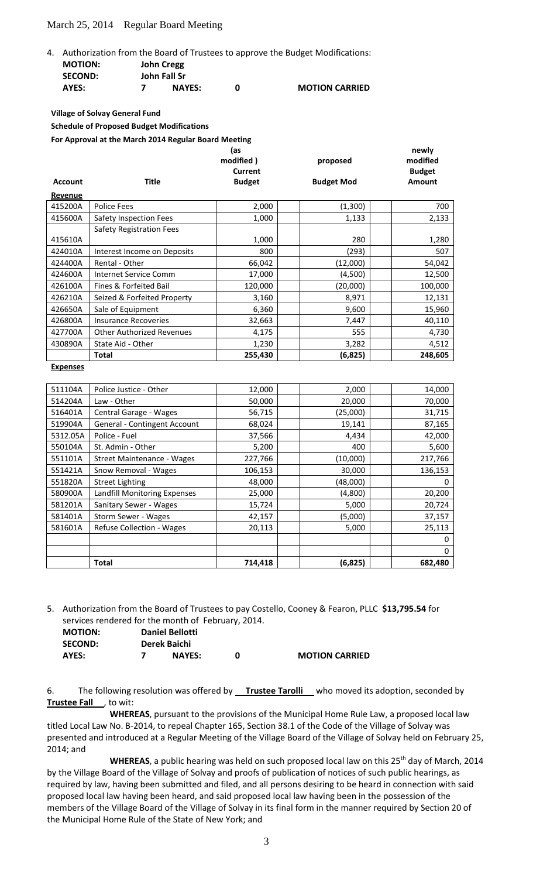4. Authorization from the Board of Trustees to approve the Budget Modifications:

| | | | | |
|---|---|---|---|---|
| **MOTION:** | **John Cregg** | | | |
| **SECOND:** | **John Fall Sr** | | | |
| **AYES:** | **7** | **NAYES:** | **0** | **MOTION CARRIED** |

**Village of Solvay General Fund**

**Schedule of Proposed Budget Modifications**

**For Approval at the March 2014 Regular Board Meeting**

| Account | Title | (as modified) Current Budget | proposed Budget Mod | newly modified Budget Amount |
|---|---|---|---|---|
| **Revenue** | | | | |
| 415200A | Police Fees | 2,000 | (1,300) | 700 |
| 415600A | Safety Inspection Fees | 1,000 | 1,133 | 2,133 |
| 415610A | Safety Registration Fees | 1,000 | 280 | 1,280 |
| 424010A | Interest Income on Deposits | 800 | (293) | 507 |
| 424400A | Rental - Other | 66,042 | (12,000) | 54,042 |
| 424600A | Internet Service Comm | 17,000 | (4,500) | 12,500 |
| 426100A | Fines & Forfeited Bail | 120,000 | (20,000) | 100,000 |
| 426210A | Seized & Forfeited Property | 3,160 | 8,971 | 12,131 |
| 426650A | Sale of Equipment | 6,360 | 9,600 | 15,960 |
| 426800A | Insurance Recoveries | 32,663 | 7,447 | 40,110 |
| 427700A | Other Authorized Revenues | 4,175 | 555 | 4,730 |
| 430890A | State Aid - Other | 1,230 | 3,282 | 4,512 |
| | **Total** | **255,430** | **(6,825)** | **248,605** |
| **Expenses** | | | | |
| 511104A | Police Justice - Other | 12,000 | 2,000 | 14,000 |
| 514204A | Law - Other | 50,000 | 20,000 | 70,000 |
| 516401A | Central Garage - Wages | 56,715 | (25,000) | 31,715 |
| 519904A | General - Contingent Account | 68,024 | 19,141 | 87,165 |
| 5312.05A | Police - Fuel | 37,566 | 4,434 | 42,000 |
| 550104A | St. Admin - Other | 5,200 | 400 | 5,600 |
| 551101A | Street Maintenance - Wages | 227,766 | (10,000) | 217,766 |
| 551421A | Snow Removal - Wages | 106,153 | 30,000 | 136,153 |
| 551820A | Street Lighting | 48,000 | (48,000) | 0 |
| 580900A | Landfill Monitoring Expenses | 25,000 | (4,800) | 20,200 |
| 581201A | Sanitary Sewer - Wages | 15,724 | 5,000 | 20,724 |
| 581401A | Storm Sewer - Wages | 42,157 | (5,000) | 37,157 |
| 581601A | Refuse Collection - Wages | 20,113 | 5,000 | 25,113 |
| | | | | 0 |
| | | | | 0 |
| | **Total** | **714,418** | **(6,825)** | **682,480** |

5. Authorization from the Board of Trustees to pay Costello, Cooney & Fearon, PLLC **$13,795.54** for services rendered for the month of February, 2014.

| | | | | |
|---|---|---|---|---|
| **MOTION:** | **Daniel Bellotti** | | | |
| **SECOND:** | **Derek Baichi** | | | |
| **AYES:** | **7** | **NAYES:** | **0** | **MOTION CARRIED** |

6. The following resolution was offered by **Trustee Tarolli** who moved its adoption, seconded by **Trustee Fall** , to wit:

**WHEREAS**, pursuant to the provisions of the Municipal Home Rule Law, a proposed local law titled Local Law No. B-2014, to repeal Chapter 165, Section 38.1 of the Code of the Village of Solvay was presented and introduced at a Regular Meeting of the Village Board of the Village of Solvay held on February 25, 2014; and

**WHEREAS**, a public hearing was held on such proposed local law on this 25th day of March, 2014 by the Village Board of the Village of Solvay and proofs of publication of notices of such public hearings, as required by law, having been submitted and filed, and all persons desiring to be heard in connection with said proposed local law having been heard, and said proposed local law having been in the possession of the members of the Village Board of the Village of Solvay in its final form in the manner required by Section 20 of the Municipal Home Rule of the State of New York; and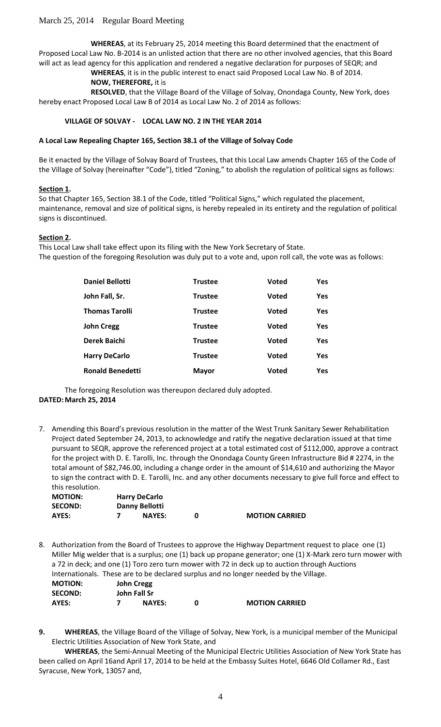**WHEREAS**, at its February 25, 2014 meeting this Board determined that the enactment of Proposed Local Law No. B-2014 is an unlisted action that there are no other involved agencies, that this Board will act as lead agency for this application and rendered a negative declaration for purposes of SEQR; and

**WHEREAS**, it is in the public interest to enact said Proposed Local Law No. B of 2014.

**NOW, THEREFORE,** it is

**RESOLVED**, that the Village Board of the Village of Solvay, Onondaga County, New York, does hereby enact Proposed Local Law B of 2014 as Local Law No. 2 of 2014 as follows:

**VILLAGE OF SOLVAY - LOCAL LAW NO. 2 IN THE YEAR 2014**

**A Local Law Repealing Chapter 165, Section 38.1 of the Village of Solvay Code**

Be it enacted by the Village of Solvay Board of Trustees, that this Local Law amends Chapter 165 of the Code of the Village of Solvay (hereinafter "Code"), titled "Zoning," to abolish the regulation of political signs as follows:

**Section 1.**

So that Chapter 165, Section 38.1 of the Code, titled "Political Signs," which regulated the placement, maintenance, removal and size of political signs, is hereby repealed in its entirety and the regulation of political signs is discontinued.

**Section 2.**

This Local Law shall take effect upon its filing with the New York Secretary of State.

The question of the foregoing Resolution was duly put to a vote and, upon roll call, the vote was as follows:

| | | | |
|---|---|---|---|
| **Daniel Bellotti** | **Trustee** | **Voted** | **Yes** |
| **John Fall, Sr.** | **Trustee** | **Voted** | **Yes** |
| **Thomas Tarolli** | **Trustee** | **Voted** | **Yes** |
| **John Cregg** | **Trustee** | **Voted** | **Yes** |
| **Derek Baichi** | **Trustee** | **Voted** | **Yes** |
| **Harry DeCarlo** | **Trustee** | **Voted** | **Yes** |
| **Ronald Benedetti** | **Mayor** | **Voted** | **Yes** |

The foregoing Resolution was thereupon declared duly adopted.

**DATED: March 25, 2014**

7. Amending this Board's previous resolution in the matter of the West Trunk Sanitary Sewer Rehabilitation Project dated September 24, 2013, to acknowledge and ratify the negative declaration issued at that time pursuant to SEQR, approve the referenced project at a total estimated cost of $112,000, approve a contract for the project with D. E. Tarolli, Inc. through the Onondaga County Green Infrastructure Bid # 2274, in the total amount of $82,746.00, including a change order in the amount of $14,610 and authorizing the Mayor to sign the contract with D. E. Tarolli, Inc. and any other documents necessary to give full force and effect to this resolution.

| | | | | |
|---|---|---|---|---|
| **MOTION:** | **Harry DeCarlo** | | | |
| **SECOND:** | **Danny Bellotti** | | | |
| **AYES:** | **7** | **NAYES:** | **0** | **MOTION CARRIED** |

8. Authorization from the Board of Trustees to approve the Highway Department request to place one (1) Miller Mig welder that is a surplus; one (1) back up propane generator; one (1) X-Mark zero turn mower with a 72 in deck; and one (1) Toro zero turn mower with 72 in deck up to auction through Auctions Internationals. These are to be declared surplus and no longer needed by the Village.

| | | | | |
|---|---|---|---|---|
| **MOTION:** | **John Cregg** | | | |
| **SECOND:** | **John Fall Sr** | | | |
| **AYES:** | **7** | **NAYES:** | **0** | **MOTION CARRIED** |

**9.** **WHEREAS**, the Village Board of the Village of Solvay, New York, is a municipal member of the Municipal Electric Utilities Association of New York State, and

**WHEREAS**, the Semi-Annual Meeting of the Municipal Electric Utilities Association of New York State has been called on April 16and April 17, 2014 to be held at the Embassy Suites Hotel, 6646 Old Collamer Rd., East Syracuse, New York, 13057 and,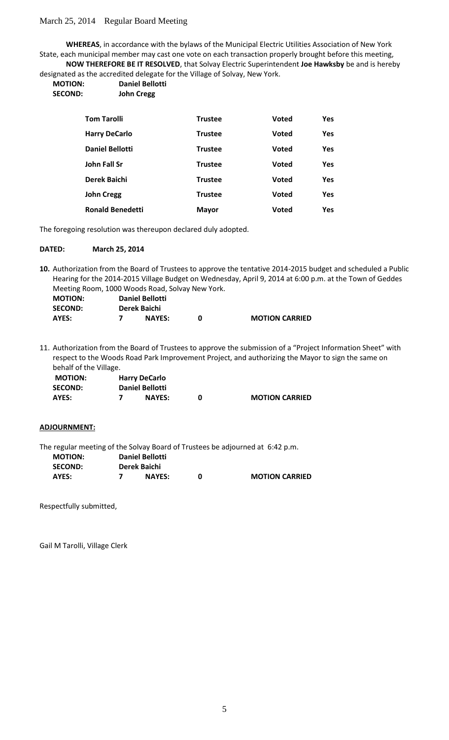**WHEREAS**, in accordance with the bylaws of the Municipal Electric Utilities Association of New York State, each municipal member may cast one vote on each transaction properly brought before this meeting,

**NOW THEREFORE BE IT RESOLVED**, that Solvay Electric Superintendent **Joe Hawksby** be and is hereby designated as the accredited delegate for the Village of Solvay, New York.

**MOTION:** **Daniel Bellotti**
**SECOND:** **John Cregg**

| | | | |
|---|---|---|---|
| **Tom Tarolli** | **Trustee** | **Voted** | **Yes** |
| **Harry DeCarlo** | **Trustee** | **Voted** | **Yes** |
| **Daniel Bellotti** | **Trustee** | **Voted** | **Yes** |
| **John Fall Sr** | **Trustee** | **Voted** | **Yes** |
| **Derek Baichi** | **Trustee** | **Voted** | **Yes** |
| **John Cregg** | **Trustee** | **Voted** | **Yes** |
| **Ronald Benedetti** | **Mayor** | **Voted** | **Yes** |

The foregoing resolution was thereupon declared duly adopted.

**DATED: March 25, 2014**

**10.** Authorization from the Board of Trustees to approve the tentative 2014-2015 budget and scheduled a Public Hearing for the 2014-2015 Village Budget on Wednesday, April 9, 2014 at 6:00 p.m. at the Town of Geddes Meeting Room, 1000 Woods Road, Solvay New York.

**MOTION:** **Daniel Bellotti**
**SECOND:** **Derek Baichi**
**AYES:** **7** **NAYES:** **0** **MOTION CARRIED**

11. Authorization from the Board of Trustees to approve the submission of a "Project Information Sheet" with respect to the Woods Road Park Improvement Project, and authorizing the Mayor to sign the same on behalf of the Village.

**MOTION:** **Harry DeCarlo**
**SECOND:** **Daniel Bellotti**
**AYES:** **7** **NAYES:** **0** **MOTION CARRIED**

**ADJOURNMENT:**

The regular meeting of the Solvay Board of Trustees be adjourned at 6:42 p.m.

**MOTION:** **Daniel Bellotti**
**SECOND:** **Derek Baichi**
**AYES:** **7** **NAYES:** **0** **MOTION CARRIED**

Respectfully submitted,

Gail M Tarolli, Village Clerk